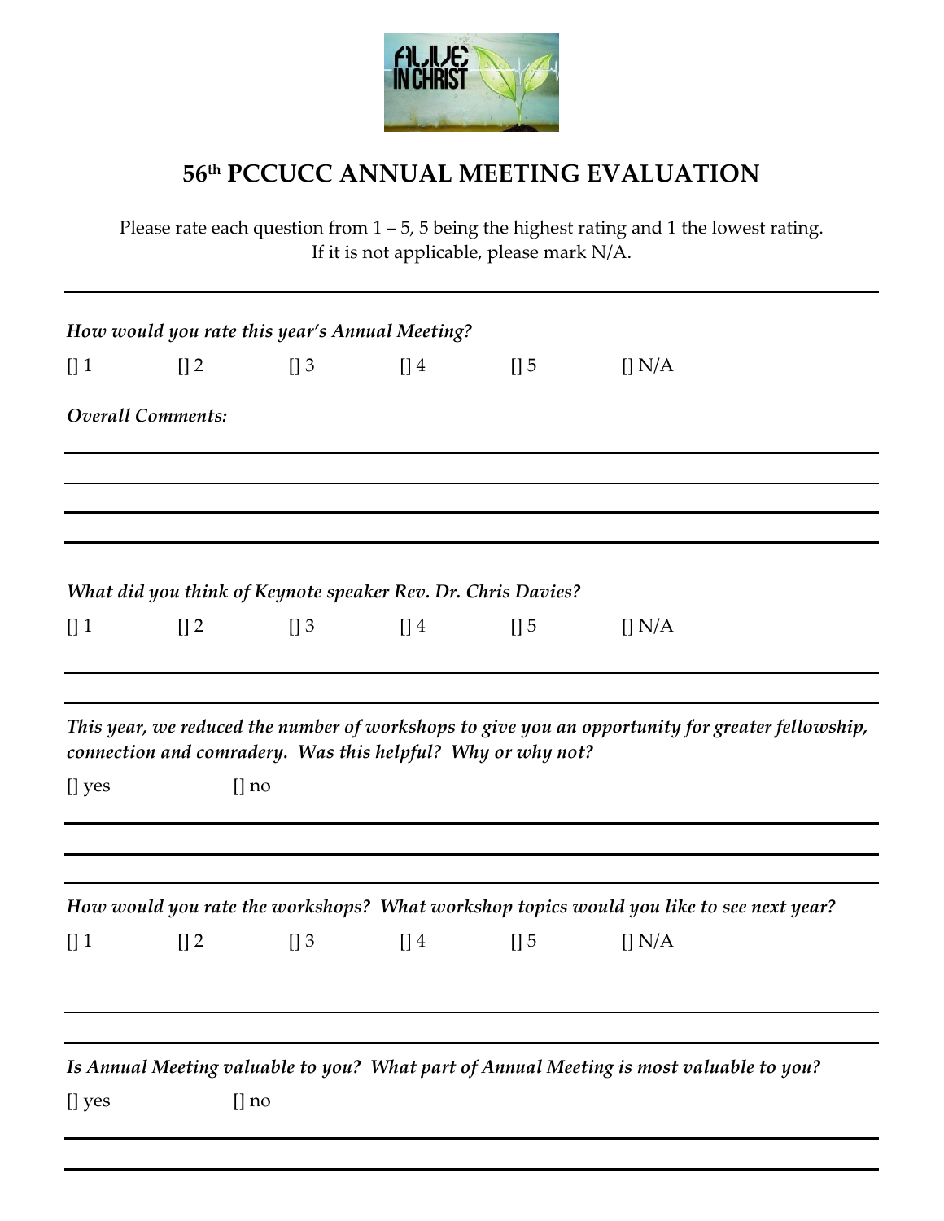# 56th PCCUCC ANNUAL MEETING EVALUATION

Please rate each question from 1 – 5, 5 being the highest rating and 1 the lowest rating.
If it is not applicable, please mark N/A.

---

*How would you rate this year's Annual Meeting?*

[] 1 [] 2 [] 3 [] 4 [] 5 [] N/A

***Overall Comments:***

---

---

---

---

*What did you think of Keynote speaker Rev. Dr. Chris Davies?*

[] 1 [] 2 [] 3 [] 4 [] 5 [] N/A

---

---

*This year, we reduced the number of workshops to give you an opportunity for greater fellowship, connection and comradery. Was this helpful? Why or why not?*

[] yes [] no

---

---

---

*How would you rate the workshops? What workshop topics would you like to see next year?*

[] 1 [] 2 [] 3 [] 4 [] 5 [] N/A

---

---

*Is Annual Meeting valuable to you? What part of Annual Meeting is most valuable to you?*

[] yes [] no

---

---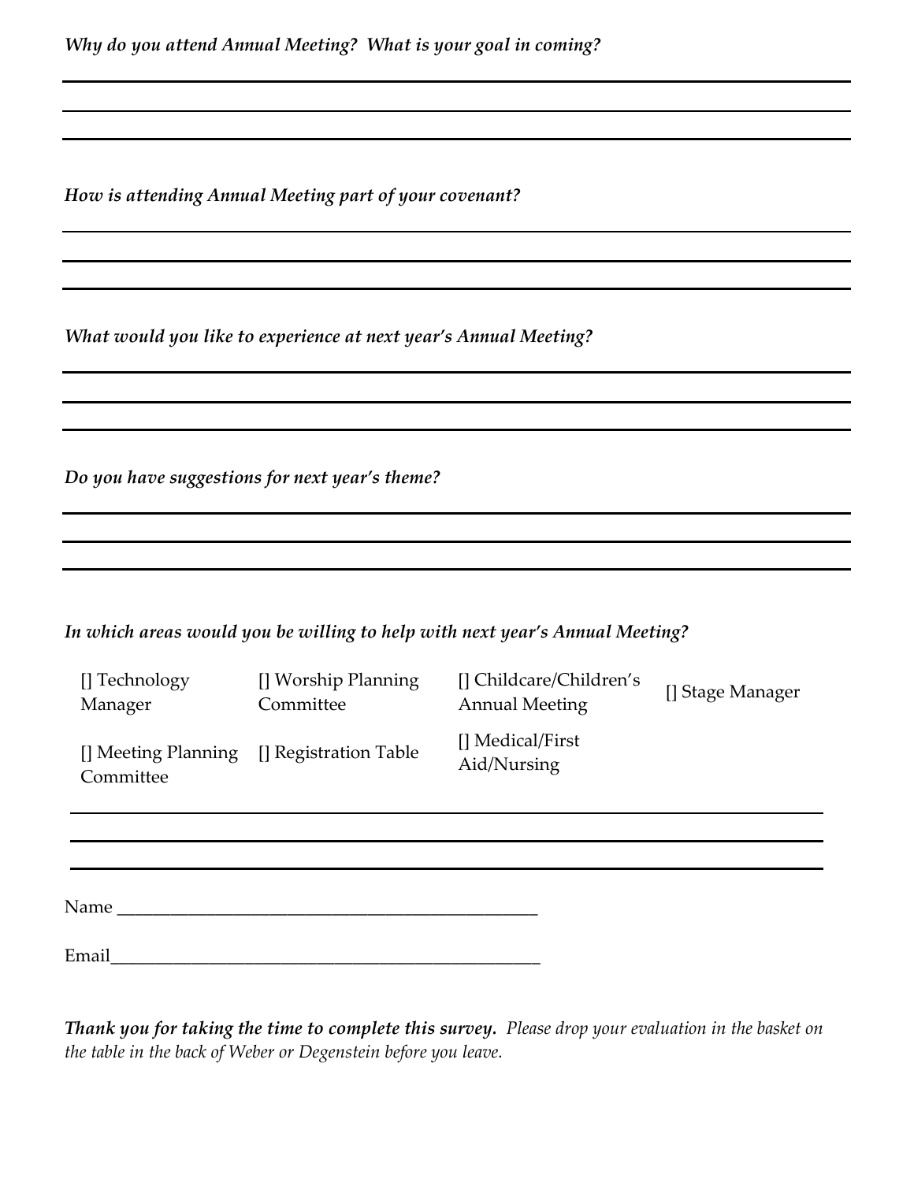***Why do you attend Annual Meeting? What is your goal in coming?***

***How is attending Annual Meeting part of your covenant?***

***What would you like to experience at next year's Annual Meeting?***

***Do you have suggestions for next year's theme?***

***In which areas would you be willing to help with next year's Annual Meeting?***

| | | | |
|---|---|---|---|
| [] Technology Manager | [] Worship Planning Committee | [] Childcare/Children's Annual Meeting | [] Stage Manager |
| [] Meeting Planning Committee | [] Registration Table | [] Medical/First Aid/Nursing | |

Name ________________________________________________

Email_______________________________________________

***Thank you for taking the time to complete this survey.*** *Please drop your evaluation in the basket on the table in the back of Weber or Degenstein before you leave.*